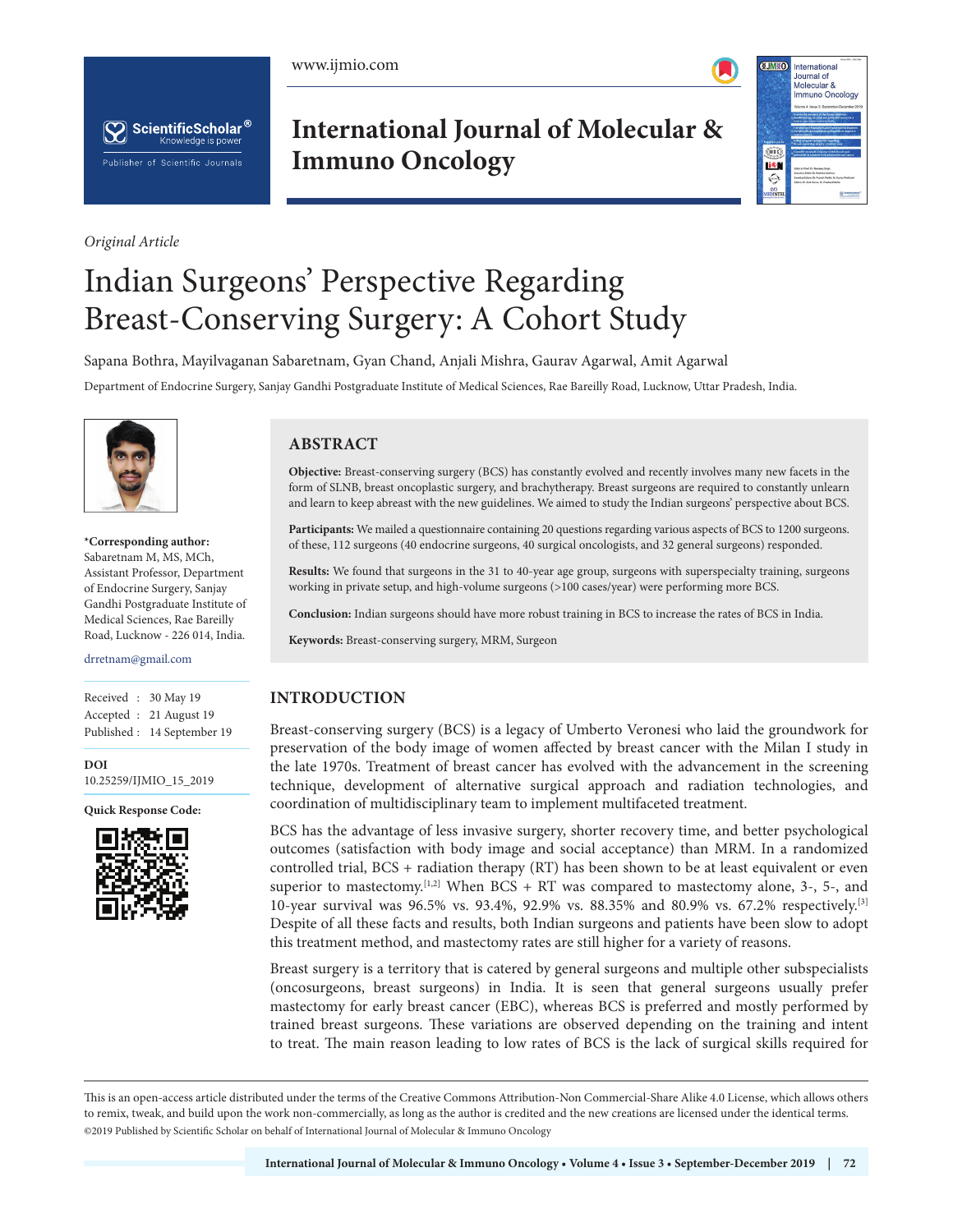*Original Article*

# Indian Surgeons' Perspective Regarding Breast-Conserving Surgery: A Cohort Study

Sapana Bothra, Mayilvaganan Sabaretnam, Gyan Chand, Anjali Mishra, Gaurav Agarwal, Amit Agarwal

Department of Endocrine Surgery, Sanjay Gandhi Postgraduate Institute of Medical Sciences, Rae Bareilly Road, Lucknow, Uttar Pradesh, India.

**\*Corresponding author:** Sabaretnam M, MS, MCh, Assistant Professor, Department of Endocrine Surgery, Sanjay Gandhi Postgraduate Institute of Medical Sciences, Rae Bareilly Road, Lucknow - 226 014, India.

drretnam@gmail.com

Received : 30 May 19
Accepted : 21 August 19
Published : 14 September 19

**DOI**
10.25259/IJMIO_15_2019

**Quick Response Code:**

## ABSTRACT

**Objective:** Breast-conserving surgery (BCS) has constantly evolved and recently involves many new facets in the form of SLNB, breast oncoplastic surgery, and brachytherapy. Breast surgeons are required to constantly unlearn and learn to keep abreast with the new guidelines. We aimed to study the Indian surgeons' perspective about BCS.

**Participants:** We mailed a questionnaire containing 20 questions regarding various aspects of BCS to 1200 surgeons. of these, 112 surgeons (40 endocrine surgeons, 40 surgical oncologists, and 32 general surgeons) responded.

**Results:** We found that surgeons in the 31 to 40-year age group, surgeons with superspecialty training, surgeons working in private setup, and high-volume surgeons (>100 cases/year) were performing more BCS.

**Conclusion:** Indian surgeons should have more robust training in BCS to increase the rates of BCS in India.

**Keywords:** Breast-conserving surgery, MRM, Surgeon

## INTRODUCTION

Breast-conserving surgery (BCS) is a legacy of Umberto Veronesi who laid the groundwork for preservation of the body image of women affected by breast cancer with the Milan I study in the late 1970s. Treatment of breast cancer has evolved with the advancement in the screening technique, development of alternative surgical approach and radiation technologies, and coordination of multidisciplinary team to implement multifaceted treatment.

BCS has the advantage of less invasive surgery, shorter recovery time, and better psychological outcomes (satisfaction with body image and social acceptance) than MRM. In a randomized controlled trial, BCS + radiation therapy (RT) has been shown to be at least equivalent or even superior to mastectomy.[1,2] When BCS + RT was compared to mastectomy alone, 3-, 5-, and 10-year survival was 96.5% vs. 93.4%, 92.9% vs. 88.35% and 80.9% vs. 67.2% respectively.[3] Despite of all these facts and results, both Indian surgeons and patients have been slow to adopt this treatment method, and mastectomy rates are still higher for a variety of reasons.

Breast surgery is a territory that is catered by general surgeons and multiple other subspecialists (oncosurgeons, breast surgeons) in India. It is seen that general surgeons usually prefer mastectomy for early breast cancer (EBC), whereas BCS is preferred and mostly performed by trained breast surgeons. These variations are observed depending on the training and intent to treat. The main reason leading to low rates of BCS is the lack of surgical skills required for

This is an open-access article distributed under the terms of the Creative Commons Attribution-Non Commercial-Share Alike 4.0 License, which allows others to remix, tweak, and build upon the work non-commercially, as long as the author is credited and the new creations are licensed under the identical terms.
©2019 Published by Scientific Scholar on behalf of International Journal of Molecular & Immuno Oncology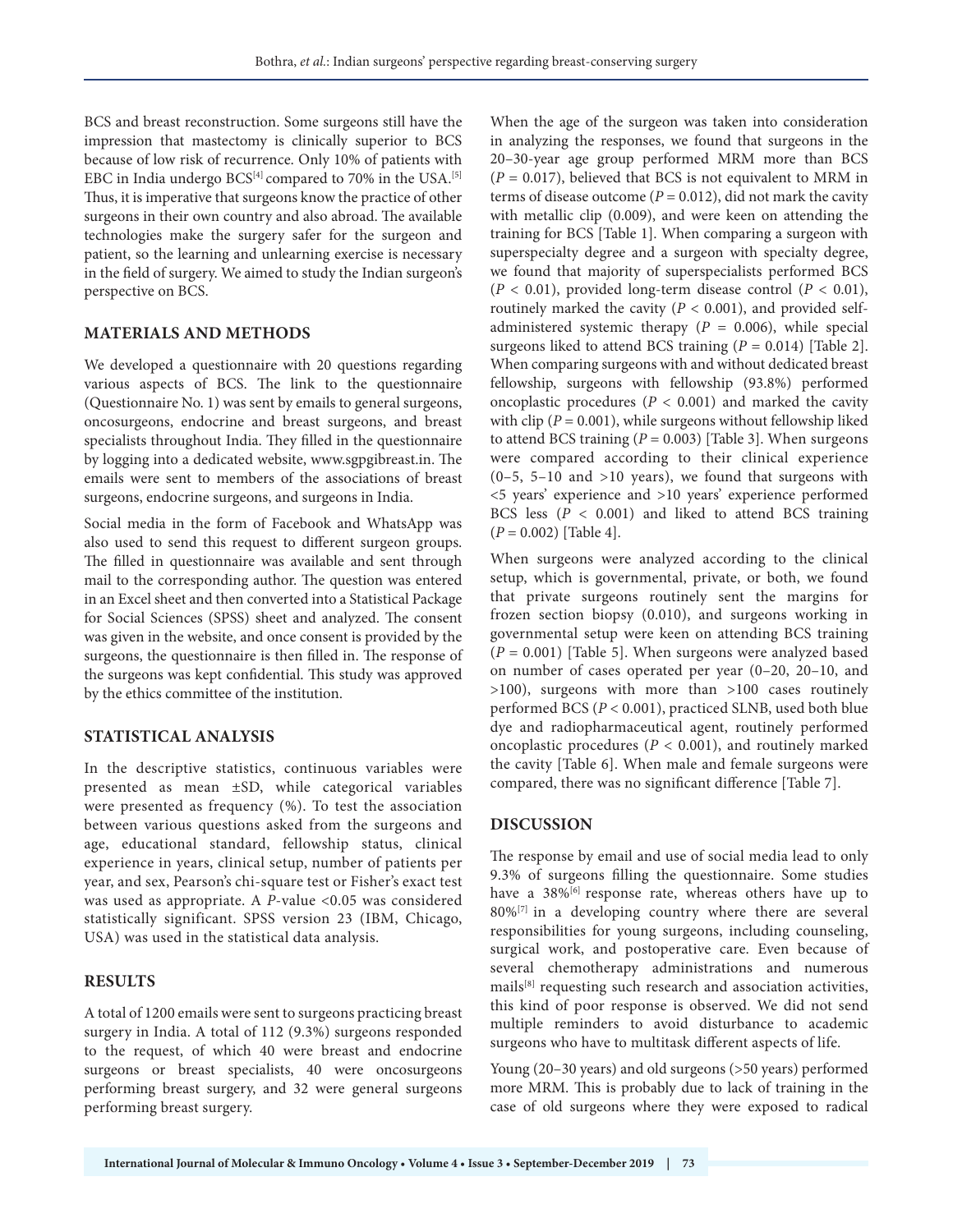BCS and breast reconstruction. Some surgeons still have the impression that mastectomy is clinically superior to BCS because of low risk of recurrence. Only 10% of patients with EBC in India undergo BCS[4] compared to 70% in the USA.[5] Thus, it is imperative that surgeons know the practice of other surgeons in their own country and also abroad. The available technologies make the surgery safer for the surgeon and patient, so the learning and unlearning exercise is necessary in the field of surgery. We aimed to study the Indian surgeon's perspective on BCS.

## MATERIALS AND METHODS

We developed a questionnaire with 20 questions regarding various aspects of BCS. The link to the questionnaire (Questionnaire No. 1) was sent by emails to general surgeons, oncosurgeons, endocrine and breast surgeons, and breast specialists throughout India. They filled in the questionnaire by logging into a dedicated website, www.sgpgibreast.in. The emails were sent to members of the associations of breast surgeons, endocrine surgeons, and surgeons in India.

Social media in the form of Facebook and WhatsApp was also used to send this request to different surgeon groups. The filled in questionnaire was available and sent through mail to the corresponding author. The question was entered in an Excel sheet and then converted into a Statistical Package for Social Sciences (SPSS) sheet and analyzed. The consent was given in the website, and once consent is provided by the surgeons, the questionnaire is then filled in. The response of the surgeons was kept confidential. This study was approved by the ethics committee of the institution.

## STATISTICAL ANALYSIS

In the descriptive statistics, continuous variables were presented as mean ±SD, while categorical variables were presented as frequency (%). To test the association between various questions asked from the surgeons and age, educational standard, fellowship status, clinical experience in years, clinical setup, number of patients per year, and sex, Pearson's chi-square test or Fisher's exact test was used as appropriate. A *P*-value <0.05 was considered statistically significant. SPSS version 23 (IBM, Chicago, USA) was used in the statistical data analysis.

## RESULTS

A total of 1200 emails were sent to surgeons practicing breast surgery in India. A total of 112 (9.3%) surgeons responded to the request, of which 40 were breast and endocrine surgeons or breast specialists, 40 were oncosurgeons performing breast surgery, and 32 were general surgeons performing breast surgery.

When the age of the surgeon was taken into consideration in analyzing the responses, we found that surgeons in the 20–30-year age group performed MRM more than BCS ($P = 0.017$), believed that BCS is not equivalent to MRM in terms of disease outcome ($P = 0.012$), did not mark the cavity with metallic clip (0.009), and were keen on attending the training for BCS [Table 1]. When comparing a surgeon with superspecialty degree and a surgeon with specialty degree, we found that majority of superspecialists performed BCS ($P < 0.01$), provided long-term disease control ($P < 0.01$), routinely marked the cavity ($P < 0.001$), and provided self-administered systemic therapy ($P = 0.006$), while special surgeons liked to attend BCS training ($P = 0.014$) [Table 2]. When comparing surgeons with and without dedicated breast fellowship, surgeons with fellowship (93.8%) performed oncoplastic procedures ($P < 0.001$) and marked the cavity with clip ($P = 0.001$), while surgeons without fellowship liked to attend BCS training ($P = 0.003$) [Table 3]. When surgeons were compared according to their clinical experience (0–5, 5–10 and >10 years), we found that surgeons with <5 years' experience and >10 years' experience performed BCS less ($P < 0.001$) and liked to attend BCS training ($P = 0.002$) [Table 4].

When surgeons were analyzed according to the clinical setup, which is governmental, private, or both, we found that private surgeons routinely sent the margins for frozen section biopsy (0.010), and surgeons working in governmental setup were keen on attending BCS training ($P = 0.001$) [Table 5]. When surgeons were analyzed based on number of cases operated per year (0–20, 20–10, and >100), surgeons with more than >100 cases routinely performed BCS ($P < 0.001$), practiced SLNB, used both blue dye and radiopharmaceutical agent, routinely performed oncoplastic procedures ($P < 0.001$), and routinely marked the cavity [Table 6]. When male and female surgeons were compared, there was no significant difference [Table 7].

## DISCUSSION

The response by email and use of social media lead to only 9.3% of surgeons filling the questionnaire. Some studies have a 38%[6] response rate, whereas others have up to 80%[7] in a developing country where there are several responsibilities for young surgeons, including counseling, surgical work, and postoperative care. Even because of several chemotherapy administrations and numerous mails[8] requesting such research and association activities, this kind of poor response is observed. We did not send multiple reminders to avoid disturbance to academic surgeons who have to multitask different aspects of life.

Young (20–30 years) and old surgeons (>50 years) performed more MRM. This is probably due to lack of training in the case of old surgeons where they were exposed to radical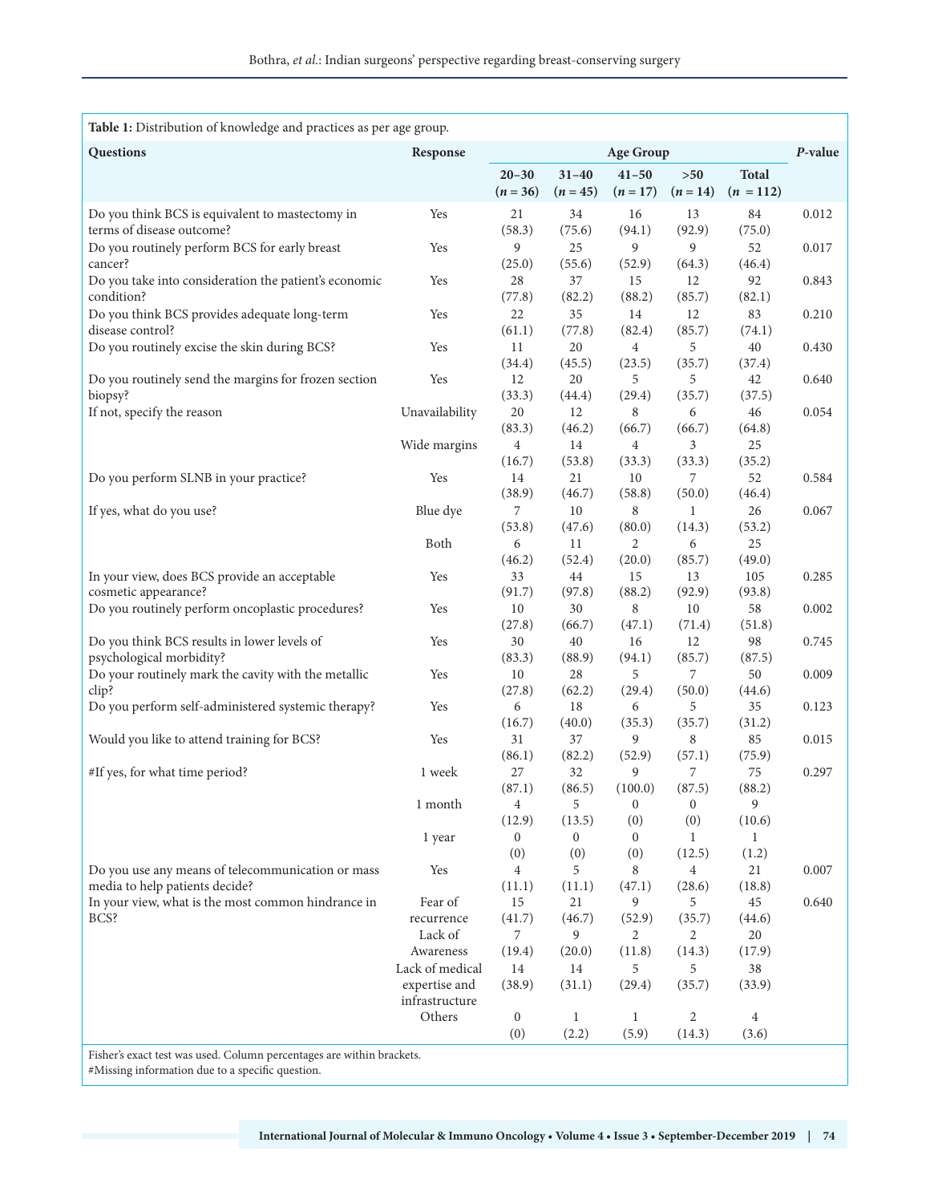**Table 1:** Distribution of knowledge and practices as per age group.

| Questions | Response | Age Group | | | | | *P*-value |
|---|---|---|---|---|---|---|---|
| | | 20–30 (*n* = 36) | 31–40 (*n* = 45) | 41–50 (*n* = 17) | >50 (*n* = 14) | Total (*n* = 112) | |
| Do you think BCS is equivalent to mastectomy in terms of disease outcome? | Yes | 21 (58.3) | 34 (75.6) | 16 (94.1) | 13 (92.9) | 84 (75.0) | 0.012 |
| Do you routinely perform BCS for early breast cancer? | Yes | 9 (25.0) | 25 (55.6) | 9 (52.9) | 9 (64.3) | 52 (46.4) | 0.017 |
| Do you take into consideration the patient's economic condition? | Yes | 28 (77.8) | 37 (82.2) | 15 (88.2) | 12 (85.7) | 92 (82.1) | 0.843 |
| Do you think BCS provides adequate long-term disease control? | Yes | 22 (61.1) | 35 (77.8) | 14 (82.4) | 12 (85.7) | 83 (74.1) | 0.210 |
| Do you routinely excise the skin during BCS? | Yes | 11 (34.4) | 20 (45.5) | 4 (23.5) | 5 (35.7) | 40 (37.4) | 0.430 |
| Do you routinely send the margins for frozen section biopsy? | Yes | 12 (33.3) | 20 (44.4) | 5 (29.4) | 5 (35.7) | 42 (37.5) | 0.640 |
| If not, specify the reason | Unavailability | 20 (83.3) | 12 (46.2) | 8 (66.7) | 6 (66.7) | 46 (64.8) | 0.054 |
| | Wide margins | 4 (16.7) | 14 (53.8) | 4 (33.3) | 3 (33.3) | 25 (35.2) | |
| Do you perform SLNB in your practice? | Yes | 14 (38.9) | 21 (46.7) | 10 (58.8) | 7 (50.0) | 52 (46.4) | 0.584 |
| If yes, what do you use? | Blue dye | 7 (53.8) | 10 (47.6) | 8 (80.0) | 1 (14.3) | 26 (53.2) | 0.067 |
| | Both | 6 (46.2) | 11 (52.4) | 2 (20.0) | 6 (85.7) | 25 (49.0) | |
| In your view, does BCS provide an acceptable cosmetic appearance? | Yes | 33 (91.7) | 44 (97.8) | 15 (88.2) | 13 (92.9) | 105 (93.8) | 0.285 |
| Do you routinely perform oncoplastic procedures? | Yes | 10 (27.8) | 30 (66.7) | 8 (47.1) | 10 (71.4) | 58 (51.8) | 0.002 |
| Do you think BCS results in lower levels of psychological morbidity? | Yes | 30 (83.3) | 40 (88.9) | 16 (94.1) | 12 (85.7) | 98 (87.5) | 0.745 |
| Do your routinely mark the cavity with the metallic clip? | Yes | 10 (27.8) | 28 (62.2) | 5 (29.4) | 7 (50.0) | 50 (44.6) | 0.009 |
| Do you perform self-administered systemic therapy? | Yes | 6 (16.7) | 18 (40.0) | 6 (35.3) | 5 (35.7) | 35 (31.2) | 0.123 |
| Would you like to attend training for BCS? | Yes | 31 (86.1) | 37 (82.2) | 9 (52.9) | 8 (57.1) | 85 (75.9) | 0.015 |
| #If yes, for what time period? | 1 week | 27 (87.1) | 32 (86.5) | 9 (100.0) | 7 (87.5) | 75 (88.2) | 0.297 |
| | 1 month | 4 (12.9) | 5 (13.5) | 0 (0) | 0 (0) | 9 (10.6) | |
| | 1 year | 0 (0) | 0 (0) | 0 (0) | 1 (12.5) | 1 (1.2) | |
| Do you use any means of telecommunication or mass media to help patients decide? | Yes | 4 (11.1) | 5 (11.1) | 8 (47.1) | 4 (28.6) | 21 (18.8) | 0.007 |
| In your view, what is the most common hindrance in BCS? | Fear of recurrence | 15 (41.7) | 21 (46.7) | 9 (52.9) | 5 (35.7) | 45 (44.6) | 0.640 |
| | Lack of Awareness | 7 (19.4) | 9 (20.0) | 2 (11.8) | 2 (14.3) | 20 (17.9) | |
| | Lack of medical expertise and infrastructure | 14 (38.9) | 14 (31.1) | 5 (29.4) | 5 (35.7) | 38 (33.9) | |
| | Others | 0 (0) | 1 (2.2) | 1 (5.9) | 2 (14.3) | 4 (3.6) | |

Fisher's exact test was used. Column percentages are within brackets.
#Missing information due to a specific question.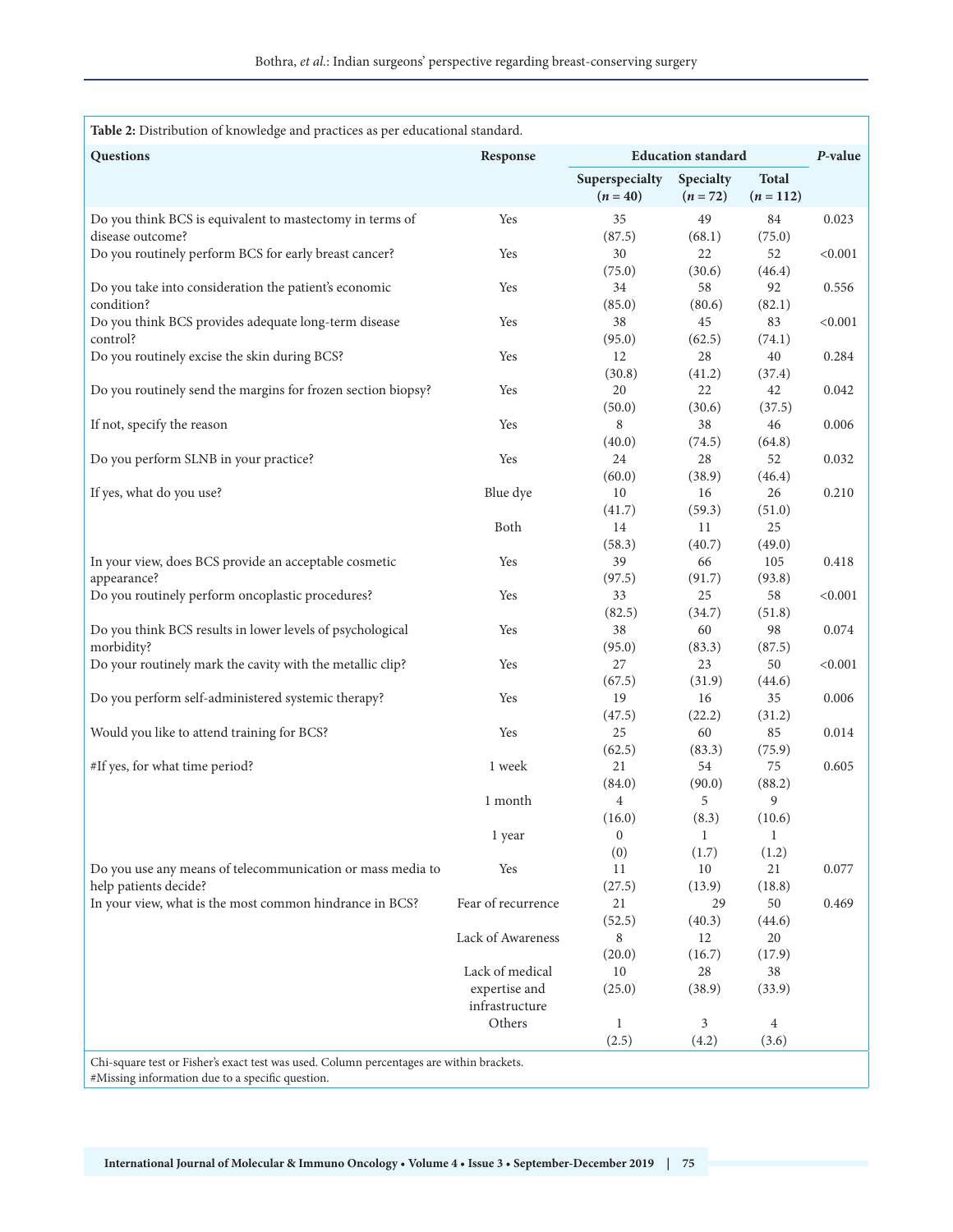**Table 2:** Distribution of knowledge and practices as per educational standard.

| Questions | Response | Education standard | | | *P*-value |
|---|---|---|---|---|---|
| | | Superspecialty (*n* = 40) | Specialty (*n* = 72) | Total (*n* = 112) | |
| Do you think BCS is equivalent to mastectomy in terms of disease outcome? | Yes | 35 (87.5) | 49 (68.1) | 84 (75.0) | 0.023 |
| Do you routinely perform BCS for early breast cancer? | Yes | 30 (75.0) | 22 (30.6) | 52 (46.4) | <0.001 |
| Do you take into consideration the patient's economic condition? | Yes | 34 (85.0) | 58 (80.6) | 92 (82.1) | 0.556 |
| Do you think BCS provides adequate long-term disease control? | Yes | 38 (95.0) | 45 (62.5) | 83 (74.1) | <0.001 |
| Do you routinely excise the skin during BCS? | Yes | 12 (30.8) | 28 (41.2) | 40 (37.4) | 0.284 |
| Do you routinely send the margins for frozen section biopsy? | Yes | 20 (50.0) | 22 (30.6) | 42 (37.5) | 0.042 |
| If not, specify the reason | Yes | 8 (40.0) | 38 (74.5) | 46 (64.8) | 0.006 |
| Do you perform SLNB in your practice? | Yes | 24 (60.0) | 28 (38.9) | 52 (46.4) | 0.032 |
| If yes, what do you use? | Blue dye | 10 (41.7) | 16 (59.3) | 26 (51.0) | 0.210 |
| | Both | 14 (58.3) | 11 (40.7) | 25 (49.0) | |
| In your view, does BCS provide an acceptable cosmetic appearance? | Yes | 39 (97.5) | 66 (91.7) | 105 (93.8) | 0.418 |
| Do you routinely perform oncoplastic procedures? | Yes | 33 (82.5) | 25 (34.7) | 58 (51.8) | <0.001 |
| Do you think BCS results in lower levels of psychological morbidity? | Yes | 38 (95.0) | 60 (83.3) | 98 (87.5) | 0.074 |
| Do your routinely mark the cavity with the metallic clip? | Yes | 27 (67.5) | 23 (31.9) | 50 (44.6) | <0.001 |
| Do you perform self-administered systemic therapy? | Yes | 19 (47.5) | 16 (22.2) | 35 (31.2) | 0.006 |
| Would you like to attend training for BCS? | Yes | 25 (62.5) | 60 (83.3) | 85 (75.9) | 0.014 |
| #If yes, for what time period? | 1 week | 21 (84.0) | 54 (90.0) | 75 (88.2) | 0.605 |
| | 1 month | 4 (16.0) | 5 (8.3) | 9 (10.6) | |
| | 1 year | 0 (0) | 1 (1.7) | 1 (1.2) | |
| Do you use any means of telecommunication or mass media to help patients decide? | Yes | 11 (27.5) | 10 (13.9) | 21 (18.8) | 0.077 |
| In your view, what is the most common hindrance in BCS? | Fear of recurrence | 21 (52.5) | 29 (40.3) | 50 (44.6) | 0.469 |
| | Lack of Awareness | 8 (20.0) | 12 (16.7) | 20 (17.9) | |
| | Lack of medical expertise and infrastructure | 10 (25.0) | 28 (38.9) | 38 (33.9) | |
| | Others | 1 (2.5) | 3 (4.2) | 4 (3.6) | |

Chi-square test or Fisher's exact test was used. Column percentages are within brackets.
#Missing information due to a specific question.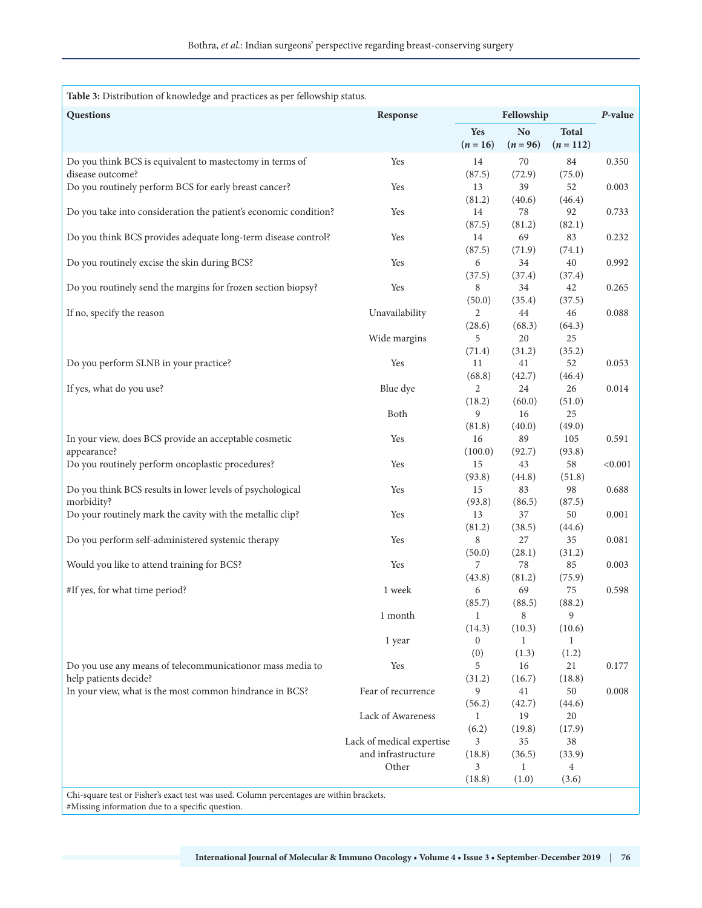**Table 3:** Distribution of knowledge and practices as per fellowship status.

| Questions | Response | Fellowship | | | *P*-value |
|---|---|---|---|---|---|
| | | Yes (*n* = 16) | No (*n* = 96) | Total (*n* = 112) | |
| Do you think BCS is equivalent to mastectomy in terms of disease outcome? | Yes | 14 (87.5) | 70 (72.9) | 84 (75.0) | 0.350 |
| Do you routinely perform BCS for early breast cancer? | Yes | 13 (81.2) | 39 (40.6) | 52 (46.4) | 0.003 |
| Do you take into consideration the patient's economic condition? | Yes | 14 (87.5) | 78 (81.2) | 92 (82.1) | 0.733 |
| Do you think BCS provides adequate long-term disease control? | Yes | 14 (87.5) | 69 (71.9) | 83 (74.1) | 0.232 |
| Do you routinely excise the skin during BCS? | Yes | 6 (37.5) | 34 (37.4) | 40 (37.4) | 0.992 |
| Do you routinely send the margins for frozen section biopsy? | Yes | 8 (50.0) | 34 (35.4) | 42 (37.5) | 0.265 |
| If no, specify the reason | Unavailability | 2 (28.6) | 44 (68.3) | 46 (64.3) | 0.088 |
| | Wide margins | 5 (71.4) | 20 (31.2) | 25 (35.2) | |
| Do you perform SLNB in your practice? | Yes | 11 (68.8) | 41 (42.7) | 52 (46.4) | 0.053 |
| If yes, what do you use? | Blue dye | 2 (18.2) | 24 (60.0) | 26 (51.0) | 0.014 |
| | Both | 9 (81.8) | 16 (40.0) | 25 (49.0) | |
| In your view, does BCS provide an acceptable cosmetic appearance? | Yes | 16 (100.0) | 89 (92.7) | 105 (93.8) | 0.591 |
| Do you routinely perform oncoplastic procedures? | Yes | 15 (93.8) | 43 (44.8) | 58 (51.8) | <0.001 |
| Do you think BCS results in lower levels of psychological morbidity? | Yes | 15 (93.8) | 83 (86.5) | 98 (87.5) | 0.688 |
| Do your routinely mark the cavity with the metallic clip? | Yes | 13 (81.2) | 37 (38.5) | 50 (44.6) | 0.001 |
| Do you perform self-administered systemic therapy | Yes | 8 (50.0) | 27 (28.1) | 35 (31.2) | 0.081 |
| Would you like to attend training for BCS? | Yes | 7 (43.8) | 78 (81.2) | 85 (75.9) | 0.003 |
| #If yes, for what time period? | 1 week | 6 (85.7) | 69 (88.5) | 75 (88.2) | 0.598 |
| | 1 month | 1 (14.3) | 8 (10.3) | 9 (10.6) | |
| | 1 year | 0 (0) | 1 (1.3) | 1 (1.2) | |
| Do you use any means of telecommunicationor mass media to help patients decide? | Yes | 5 (31.2) | 16 (16.7) | 21 (18.8) | 0.177 |
| In your view, what is the most common hindrance in BCS? | Fear of recurrence | 9 (56.2) | 41 (42.7) | 50 (44.6) | 0.008 |
| | Lack of Awareness | 1 (6.2) | 19 (19.8) | 20 (17.9) | |
| | Lack of medical expertise and infrastructure | 3 (18.8) | 35 (36.5) | 38 (33.9) | |
| | Other | 3 (18.8) | 1 (1.0) | 4 (3.6) | |

Chi-square test or Fisher's exact test was used. Column percentages are within brackets.
#Missing information due to a specific question.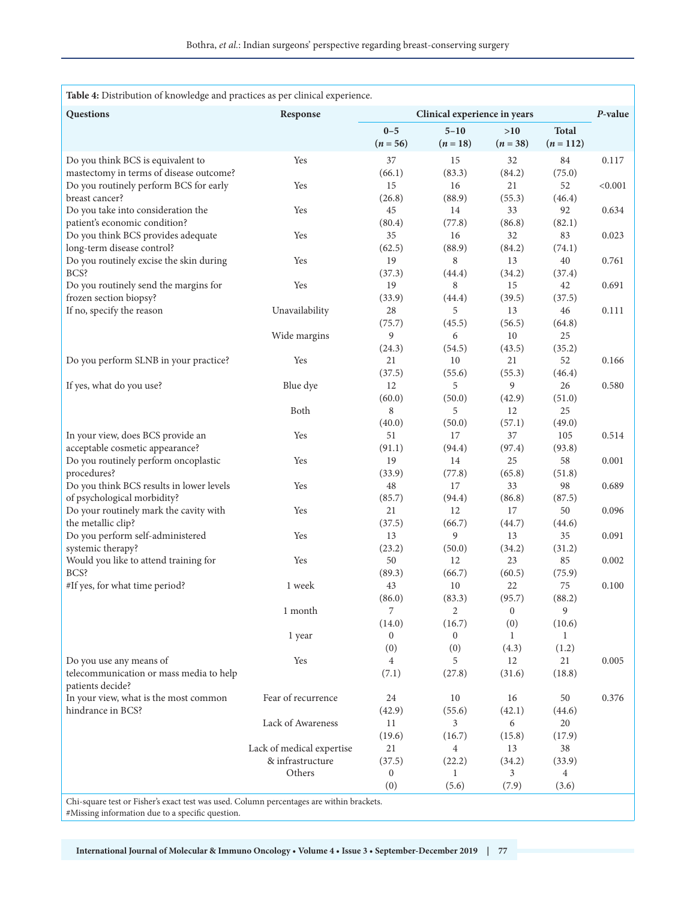**Table 4:** Distribution of knowledge and practices as per clinical experience.

| Questions | Response | Clinical experience in years | | | | *P*-value |
|---|---|---|---|---|---|---|
| | | 0–5 (*n* = 56) | 5–10 (*n* = 18) | >10 (*n* = 38) | Total (*n* = 112) | |
| Do you think BCS is equivalent to mastectomy in terms of disease outcome? | Yes | 37 (66.1) | 15 (83.3) | 32 (84.2) | 84 (75.0) | 0.117 |
| Do you routinely perform BCS for early breast cancer? | Yes | 15 (26.8) | 16 (88.9) | 21 (55.3) | 52 (46.4) | <0.001 |
| Do you take into consideration the patient's economic condition? | Yes | 45 (80.4) | 14 (77.8) | 33 (86.8) | 92 (82.1) | 0.634 |
| Do you think BCS provides adequate long-term disease control? | Yes | 35 (62.5) | 16 (88.9) | 32 (84.2) | 83 (74.1) | 0.023 |
| Do you routinely excise the skin during BCS? | Yes | 19 (37.3) | 8 (44.4) | 13 (34.2) | 40 (37.4) | 0.761 |
| Do you routinely send the margins for frozen section biopsy? | Yes | 19 (33.9) | 8 (44.4) | 15 (39.5) | 42 (37.5) | 0.691 |
| If no, specify the reason | Unavailability | 28 (75.7) | 5 (45.5) | 13 (56.5) | 46 (64.8) | 0.111 |
| | Wide margins | 9 (24.3) | 6 (54.5) | 10 (43.5) | 25 (35.2) | |
| Do you perform SLNB in your practice? | Yes | 21 (37.5) | 10 (55.6) | 21 (55.3) | 52 (46.4) | 0.166 |
| If yes, what do you use? | Blue dye | 12 (60.0) | 5 (50.0) | 9 (42.9) | 26 (51.0) | 0.580 |
| | Both | 8 (40.0) | 5 (50.0) | 12 (57.1) | 25 (49.0) | |
| In your view, does BCS provide an acceptable cosmetic appearance? | Yes | 51 (91.1) | 17 (94.4) | 37 (97.4) | 105 (93.8) | 0.514 |
| Do you routinely perform oncoplastic procedures? | Yes | 19 (33.9) | 14 (77.8) | 25 (65.8) | 58 (51.8) | 0.001 |
| Do you think BCS results in lower levels of psychological morbidity? | Yes | 48 (85.7) | 17 (94.4) | 33 (86.8) | 98 (87.5) | 0.689 |
| Do your routinely mark the cavity with the metallic clip? | Yes | 21 (37.5) | 12 (66.7) | 17 (44.7) | 50 (44.6) | 0.096 |
| Do you perform self-administered systemic therapy? | Yes | 13 (23.2) | 9 (50.0) | 13 (34.2) | 35 (31.2) | 0.091 |
| Would you like to attend training for BCS? | Yes | 50 (89.3) | 12 (66.7) | 23 (60.5) | 85 (75.9) | 0.002 |
| #If yes, for what time period? | 1 week | 43 (86.0) | 10 (83.3) | 22 (95.7) | 75 (88.2) | 0.100 |
| | 1 month | 7 (14.0) | 2 (16.7) | 0 (0) | 9 (10.6) | |
| | 1 year | 0 (0) | 0 (0) | 1 (4.3) | 1 (1.2) | |
| Do you use any means of telecommunication or mass media to help patients decide? | Yes | 4 (7.1) | 5 (27.8) | 12 (31.6) | 21 (18.8) | 0.005 |
| In your view, what is the most common hindrance in BCS? | Fear of recurrence | 24 (42.9) | 10 (55.6) | 16 (42.1) | 50 (44.6) | 0.376 |
| | Lack of Awareness | 11 (19.6) | 3 (16.7) | 6 (15.8) | 20 (17.9) | |
| | Lack of medical expertise & infrastructure | 21 (37.5) | 4 (22.2) | 13 (34.2) | 38 (33.9) | |
| | Others | 0 (0) | 1 (5.6) | 3 (7.9) | 4 (3.6) | |

Chi-square test or Fisher's exact test was used. Column percentages are within brackets.
#Missing information due to a specific question.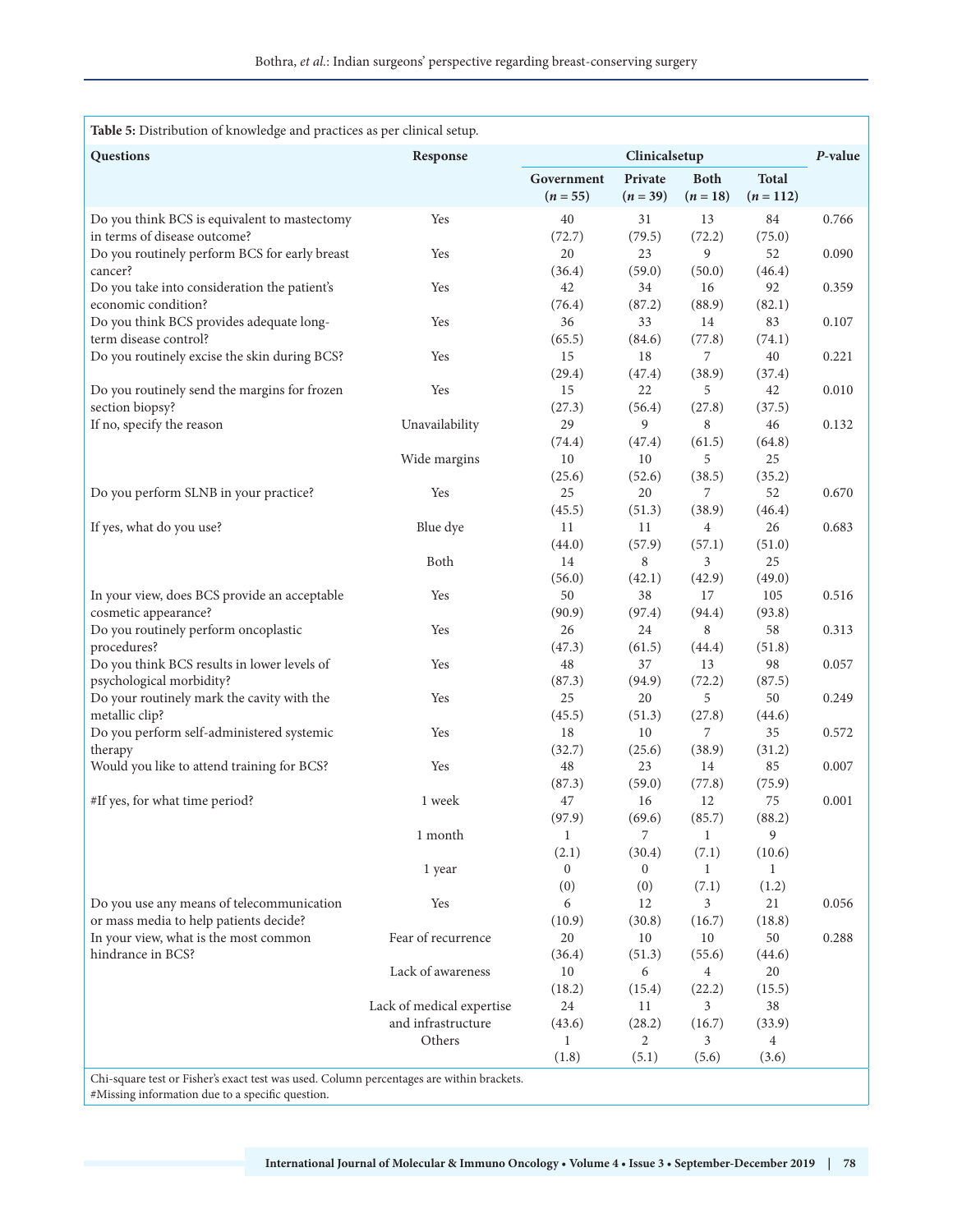**Table 5:** Distribution of knowledge and practices as per clinical setup.

| Questions | Response | Clinicalsetup | | | | *P*-value |
|---|---|---|---|---|---|---|
| | | Government (*n* = 55) | Private (*n* = 39) | Both (*n* = 18) | Total (*n* = 112) | |
| Do you think BCS is equivalent to mastectomy in terms of disease outcome? | Yes | 40 (72.7) | 31 (79.5) | 13 (72.2) | 84 (75.0) | 0.766 |
| Do you routinely perform BCS for early breast cancer? | Yes | 20 (36.4) | 23 (59.0) | 9 (50.0) | 52 (46.4) | 0.090 |
| Do you take into consideration the patient's economic condition? | Yes | 42 (76.4) | 34 (87.2) | 16 (88.9) | 92 (82.1) | 0.359 |
| Do you think BCS provides adequate long-term disease control? | Yes | 36 (65.5) | 33 (84.6) | 14 (77.8) | 83 (74.1) | 0.107 |
| Do you routinely excise the skin during BCS? | Yes | 15 (29.4) | 18 (47.4) | 7 (38.9) | 40 (37.4) | 0.221 |
| Do you routinely send the margins for frozen section biopsy? | Yes | 15 (27.3) | 22 (56.4) | 5 (27.8) | 42 (37.5) | 0.010 |
| If no, specify the reason | Unavailability | 29 (74.4) | 9 (47.4) | 8 (61.5) | 46 (64.8) | 0.132 |
| | Wide margins | 10 (25.6) | 10 (52.6) | 5 (38.5) | 25 (35.2) | |
| Do you perform SLNB in your practice? | Yes | 25 (45.5) | 20 (51.3) | 7 (38.9) | 52 (46.4) | 0.670 |
| If yes, what do you use? | Blue dye | 11 (44.0) | 11 (57.9) | 4 (57.1) | 26 (51.0) | 0.683 |
| | Both | 14 (56.0) | 8 (42.1) | 3 (42.9) | 25 (49.0) | |
| In your view, does BCS provide an acceptable cosmetic appearance? | Yes | 50 (90.9) | 38 (97.4) | 17 (94.4) | 105 (93.8) | 0.516 |
| Do you routinely perform oncoplastic procedures? | Yes | 26 (47.3) | 24 (61.5) | 8 (44.4) | 58 (51.8) | 0.313 |
| Do you think BCS results in lower levels of psychological morbidity? | Yes | 48 (87.3) | 37 (94.9) | 13 (72.2) | 98 (87.5) | 0.057 |
| Do your routinely mark the cavity with the metallic clip? | Yes | 25 (45.5) | 20 (51.3) | 5 (27.8) | 50 (44.6) | 0.249 |
| Do you perform self-administered systemic therapy | Yes | 18 (32.7) | 10 (25.6) | 7 (38.9) | 35 (31.2) | 0.572 |
| Would you like to attend training for BCS? | Yes | 48 (87.3) | 23 (59.0) | 14 (77.8) | 85 (75.9) | 0.007 |
| #If yes, for what time period? | 1 week | 47 (97.9) | 16 (69.6) | 12 (85.7) | 75 (88.2) | 0.001 |
| | 1 month | 1 (2.1) | 7 (30.4) | 1 (7.1) | 9 (10.6) | |
| | 1 year | 0 (0) | 0 (0) | 1 (7.1) | 1 (1.2) | |
| Do you use any means of telecommunication or mass media to help patients decide? | Yes | 6 (10.9) | 12 (30.8) | 3 (16.7) | 21 (18.8) | 0.056 |
| In your view, what is the most common hindrance in BCS? | Fear of recurrence | 20 (36.4) | 10 (51.3) | 10 (55.6) | 50 (44.6) | 0.288 |
| | Lack of awareness | 10 (18.2) | 6 (15.4) | 4 (22.2) | 20 (15.5) | |
| | Lack of medical expertise and infrastructure | 24 (43.6) | 11 (28.2) | 3 (16.7) | 38 (33.9) | |
| | Others | 1 (1.8) | 2 (5.1) | 3 (5.6) | 4 (3.6) | |

Chi-square test or Fisher's exact test was used. Column percentages are within brackets.
#Missing information due to a specific question.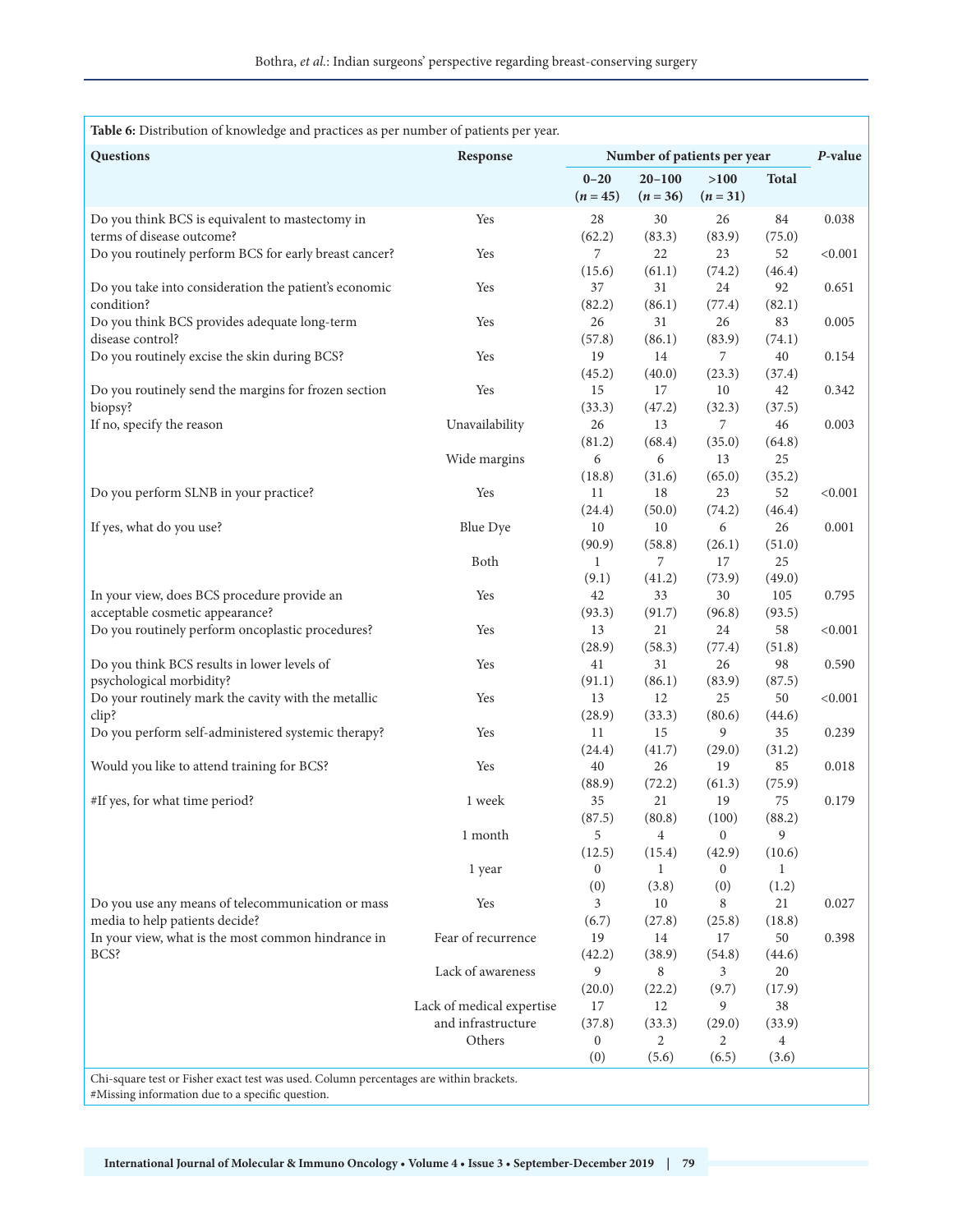**Table 6:** Distribution of knowledge and practices as per number of patients per year.

| Questions | Response | Number of patients per year | | | | *P*-value |
|---|---|---|---|---|---|---|
| | | 0–20 (*n* = 45) | 20–100 (*n* = 36) | >100 (*n* = 31) | Total | |
| Do you think BCS is equivalent to mastectomy in terms of disease outcome? | Yes | 28 (62.2) | 30 (83.3) | 26 (83.9) | 84 (75.0) | 0.038 |
| Do you routinely perform BCS for early breast cancer? | Yes | 7 (15.6) | 22 (61.1) | 23 (74.2) | 52 (46.4) | <0.001 |
| Do you take into consideration the patient's economic condition? | Yes | 37 (82.2) | 31 (86.1) | 24 (77.4) | 92 (82.1) | 0.651 |
| Do you think BCS provides adequate long-term disease control? | Yes | 26 (57.8) | 31 (86.1) | 26 (83.9) | 83 (74.1) | 0.005 |
| Do you routinely excise the skin during BCS? | Yes | 19 (45.2) | 14 (40.0) | 7 (23.3) | 40 (37.4) | 0.154 |
| Do you routinely send the margins for frozen section biopsy? | Yes | 15 (33.3) | 17 (47.2) | 10 (32.3) | 42 (37.5) | 0.342 |
| If no, specify the reason | Unavailability | 26 (81.2) | 13 (68.4) | 7 (35.0) | 46 (64.8) | 0.003 |
| | Wide margins | 6 (18.8) | 6 (31.6) | 13 (65.0) | 25 (35.2) | |
| Do you perform SLNB in your practice? | Yes | 11 (24.4) | 18 (50.0) | 23 (74.2) | 52 (46.4) | <0.001 |
| If yes, what do you use? | Blue Dye | 10 (90.9) | 10 (58.8) | 6 (26.1) | 26 (51.0) | 0.001 |
| | Both | 1 (9.1) | 7 (41.2) | 17 (73.9) | 25 (49.0) | |
| In your view, does BCS procedure provide an acceptable cosmetic appearance? | Yes | 42 (93.3) | 33 (91.7) | 30 (96.8) | 105 (93.5) | 0.795 |
| Do you routinely perform oncoplastic procedures? | Yes | 13 (28.9) | 21 (58.3) | 24 (77.4) | 58 (51.8) | <0.001 |
| Do you think BCS results in lower levels of psychological morbidity? | Yes | 41 (91.1) | 31 (86.1) | 26 (83.9) | 98 (87.5) | 0.590 |
| Do your routinely mark the cavity with the metallic clip? | Yes | 13 (28.9) | 12 (33.3) | 25 (80.6) | 50 (44.6) | <0.001 |
| Do you perform self-administered systemic therapy? | Yes | 11 (24.4) | 15 (41.7) | 9 (29.0) | 35 (31.2) | 0.239 |
| Would you like to attend training for BCS? | Yes | 40 (88.9) | 26 (72.2) | 19 (61.3) | 85 (75.9) | 0.018 |
| #If yes, for what time period? | 1 week | 35 (87.5) | 21 (80.8) | 19 (100) | 75 (88.2) | 0.179 |
| | 1 month | 5 (12.5) | 4 (15.4) | 0 (42.9) | 9 (10.6) | |
| | 1 year | 0 (0) | 1 (3.8) | 0 (0) | 1 (1.2) | |
| Do you use any means of telecommunication or mass media to help patients decide? | Yes | 3 (6.7) | 10 (27.8) | 8 (25.8) | 21 (18.8) | 0.027 |
| In your view, what is the most common hindrance in BCS? | Fear of recurrence | 19 (42.2) | 14 (38.9) | 17 (54.8) | 50 (44.6) | 0.398 |
| | Lack of awareness | 9 (20.0) | 8 (22.2) | 3 (9.7) | 20 (17.9) | |
| | Lack of medical expertise and infrastructure | 17 (37.8) | 12 (33.3) | 9 (29.0) | 38 (33.9) | |
| | Others | 0 (0) | 2 (5.6) | 2 (6.5) | 4 (3.6) | |

Chi-square test or Fisher exact test was used. Column percentages are within brackets.
#Missing information due to a specific question.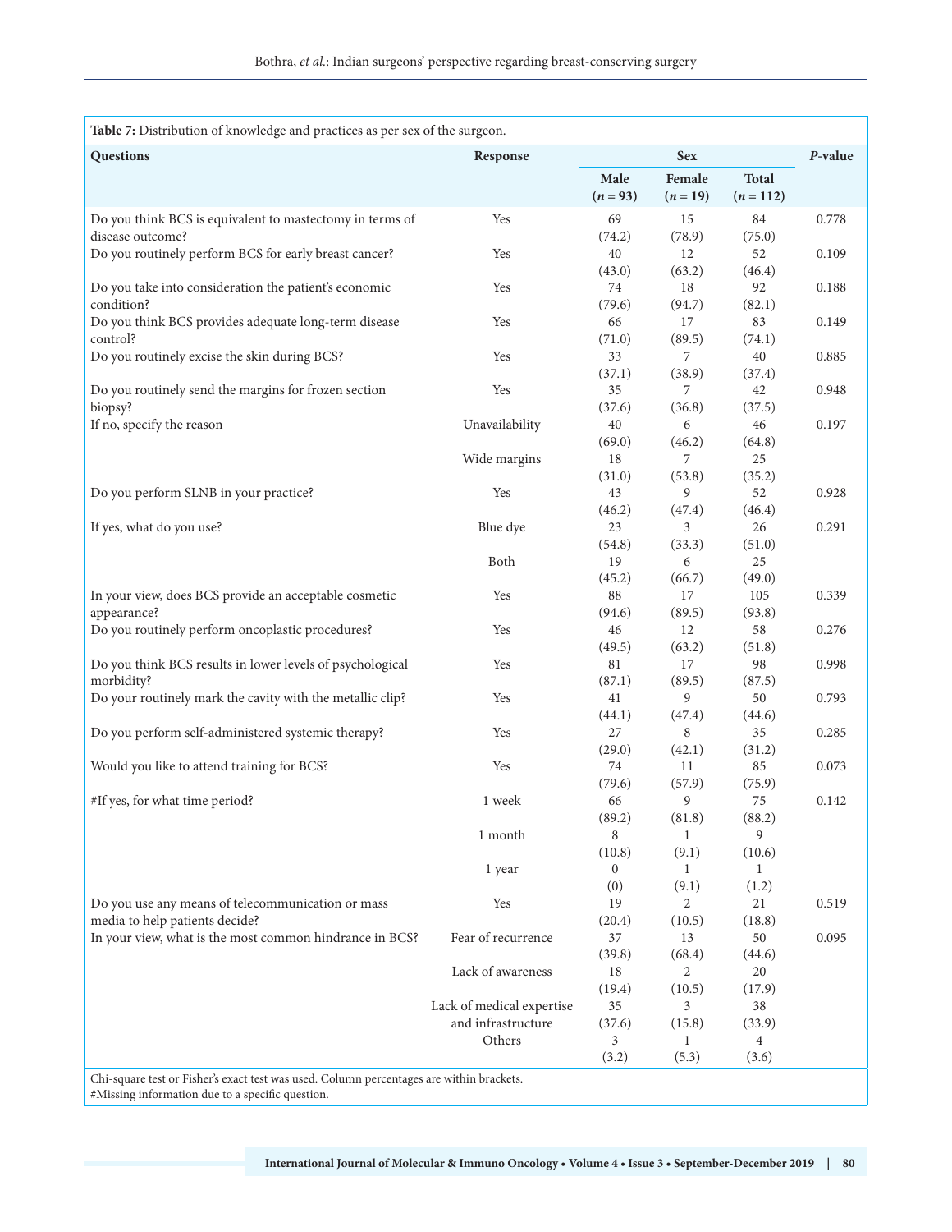**Table 7:** Distribution of knowledge and practices as per sex of the surgeon.

| Questions | Response | Sex | | | P-value |
|---|---|---|---|---|---|
| | | Male (n = 93) | Female (n = 19) | Total (n = 112) | |
| Do you think BCS is equivalent to mastectomy in terms of disease outcome? | Yes | 69 (74.2) | 15 (78.9) | 84 (75.0) | 0.778 |
| Do you routinely perform BCS for early breast cancer? | Yes | 40 (43.0) | 12 (63.2) | 52 (46.4) | 0.109 |
| Do you take into consideration the patient's economic condition? | Yes | 74 (79.6) | 18 (94.7) | 92 (82.1) | 0.188 |
| Do you think BCS provides adequate long-term disease control? | Yes | 66 (71.0) | 17 (89.5) | 83 (74.1) | 0.149 |
| Do you routinely excise the skin during BCS? | Yes | 33 (37.1) | 7 (38.9) | 40 (37.4) | 0.885 |
| Do you routinely send the margins for frozen section biopsy? | Yes | 35 (37.6) | 7 (36.8) | 42 (37.5) | 0.948 |
| If no, specify the reason | Unavailability | 40 (69.0) | 6 (46.2) | 46 (64.8) | 0.197 |
| | Wide margins | 18 (31.0) | 7 (53.8) | 25 (35.2) | |
| Do you perform SLNB in your practice? | Yes | 43 (46.2) | 9 (47.4) | 52 (46.4) | 0.928 |
| If yes, what do you use? | Blue dye | 23 (54.8) | 3 (33.3) | 26 (51.0) | 0.291 |
| | Both | 19 (45.2) | 6 (66.7) | 25 (49.0) | |
| In your view, does BCS provide an acceptable cosmetic appearance? | Yes | 88 (94.6) | 17 (89.5) | 105 (93.8) | 0.339 |
| Do you routinely perform oncoplastic procedures? | Yes | 46 (49.5) | 12 (63.2) | 58 (51.8) | 0.276 |
| Do you think BCS results in lower levels of psychological morbidity? | Yes | 81 (87.1) | 17 (89.5) | 98 (87.5) | 0.998 |
| Do your routinely mark the cavity with the metallic clip? | Yes | 41 (44.1) | 9 (47.4) | 50 (44.6) | 0.793 |
| Do you perform self-administered systemic therapy? | Yes | 27 (29.0) | 8 (42.1) | 35 (31.2) | 0.285 |
| Would you like to attend training for BCS? | Yes | 74 (79.6) | 11 (57.9) | 85 (75.9) | 0.073 |
| #If yes, for what time period? | 1 week | 66 (89.2) | 9 (81.8) | 75 (88.2) | 0.142 |
| | 1 month | 8 (10.8) | 1 (9.1) | 9 (10.6) | |
| | 1 year | 0 (0) | 1 (9.1) | 1 (1.2) | |
| Do you use any means of telecommunication or mass media to help patients decide? | Yes | 19 (20.4) | 2 (10.5) | 21 (18.8) | 0.519 |
| In your view, what is the most common hindrance in BCS? | Fear of recurrence | 37 (39.8) | 13 (68.4) | 50 (44.6) | 0.095 |
| | Lack of awareness | 18 (19.4) | 2 (10.5) | 20 (17.9) | |
| | Lack of medical expertise and infrastructure | 35 (37.6) | 3 (15.8) | 38 (33.9) | |
| | Others | 3 (3.2) | 1 (5.3) | 4 (3.6) | |

Chi-square test or Fisher's exact test was used. Column percentages are within brackets.
#Missing information due to a specific question.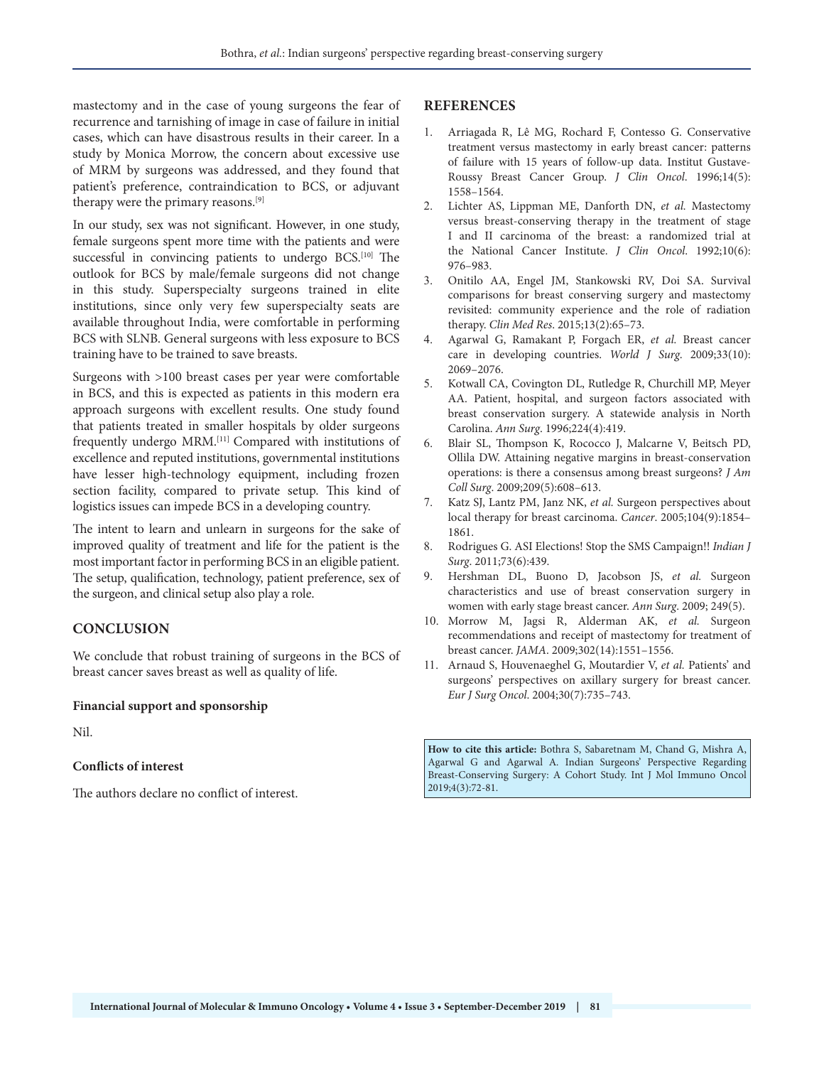mastectomy and in the case of young surgeons the fear of recurrence and tarnishing of image in case of failure in initial cases, which can have disastrous results in their career. In a study by Monica Morrow, the concern about excessive use of MRM by surgeons was addressed, and they found that patient's preference, contraindication to BCS, or adjuvant therapy were the primary reasons.[9]

In our study, sex was not significant. However, in one study, female surgeons spent more time with the patients and were successful in convincing patients to undergo BCS.[10] The outlook for BCS by male/female surgeons did not change in this study. Superspecialty surgeons trained in elite institutions, since only very few superspecialty seats are available throughout India, were comfortable in performing BCS with SLNB. General surgeons with less exposure to BCS training have to be trained to save breasts.

Surgeons with >100 breast cases per year were comfortable in BCS, and this is expected as patients in this modern era approach surgeons with excellent results. One study found that patients treated in smaller hospitals by older surgeons frequently undergo MRM.[11] Compared with institutions of excellence and reputed institutions, governmental institutions have lesser high-technology equipment, including frozen section facility, compared to private setup. This kind of logistics issues can impede BCS in a developing country.

The intent to learn and unlearn in surgeons for the sake of improved quality of treatment and life for the patient is the most important factor in performing BCS in an eligible patient. The setup, qualification, technology, patient preference, sex of the surgeon, and clinical setup also play a role.

## CONCLUSION

We conclude that robust training of surgeons in the BCS of breast cancer saves breast as well as quality of life.

### Financial support and sponsorship

Nil.

### Conflicts of interest

The authors declare no conflict of interest.

## REFERENCES

1. Arriagada R, Lê MG, Rochard F, Contesso G. Conservative treatment versus mastectomy in early breast cancer: patterns of failure with 15 years of follow-up data. Institut Gustave-Roussy Breast Cancer Group. *J Clin Oncol*. 1996;14(5): 1558–1564.
2. Lichter AS, Lippman ME, Danforth DN, *et al.* Mastectomy versus breast-conserving therapy in the treatment of stage I and II carcinoma of the breast: a randomized trial at the National Cancer Institute. *J Clin Oncol*. 1992;10(6): 976–983.
3. Onitilo AA, Engel JM, Stankowski RV, Doi SA. Survival comparisons for breast conserving surgery and mastectomy revisited: community experience and the role of radiation therapy. *Clin Med Res*. 2015;13(2):65–73.
4. Agarwal G, Ramakant P, Forgach ER, *et al.* Breast cancer care in developing countries. *World J Surg*. 2009;33(10): 2069–2076.
5. Kotwall CA, Covington DL, Rutledge R, Churchill MP, Meyer AA. Patient, hospital, and surgeon factors associated with breast conservation surgery. A statewide analysis in North Carolina. *Ann Surg*. 1996;224(4):419.
6. Blair SL, Thompson K, Rococco J, Malcarne V, Beitsch PD, Ollila DW. Attaining negative margins in breast-conservation operations: is there a consensus among breast surgeons? *J Am Coll Surg*. 2009;209(5):608–613.
7. Katz SJ, Lantz PM, Janz NK, *et al.* Surgeon perspectives about local therapy for breast carcinoma. *Cancer*. 2005;104(9):1854–1861.
8. Rodrigues G. ASI Elections! Stop the SMS Campaign!! *Indian J Surg*. 2011;73(6):439.
9. Hershman DL, Buono D, Jacobson JS, *et al.* Surgeon characteristics and use of breast conservation surgery in women with early stage breast cancer. *Ann Surg*. 2009; 249(5).
10. Morrow M, Jagsi R, Alderman AK, *et al.* Surgeon recommendations and receipt of mastectomy for treatment of breast cancer. *JAMA*. 2009;302(14):1551–1556.
11. Arnaud S, Houvenaeghel G, Moutardier V, *et al.* Patients' and surgeons' perspectives on axillary surgery for breast cancer. *Eur J Surg Oncol*. 2004;30(7):735–743.

**How to cite this article:** Bothra S, Sabaretnam M, Chand G, Mishra A, Agarwal G and Agarwal A. Indian Surgeons' Perspective Regarding Breast-Conserving Surgery: A Cohort Study. Int J Mol Immuno Oncol 2019;4(3):72-81.